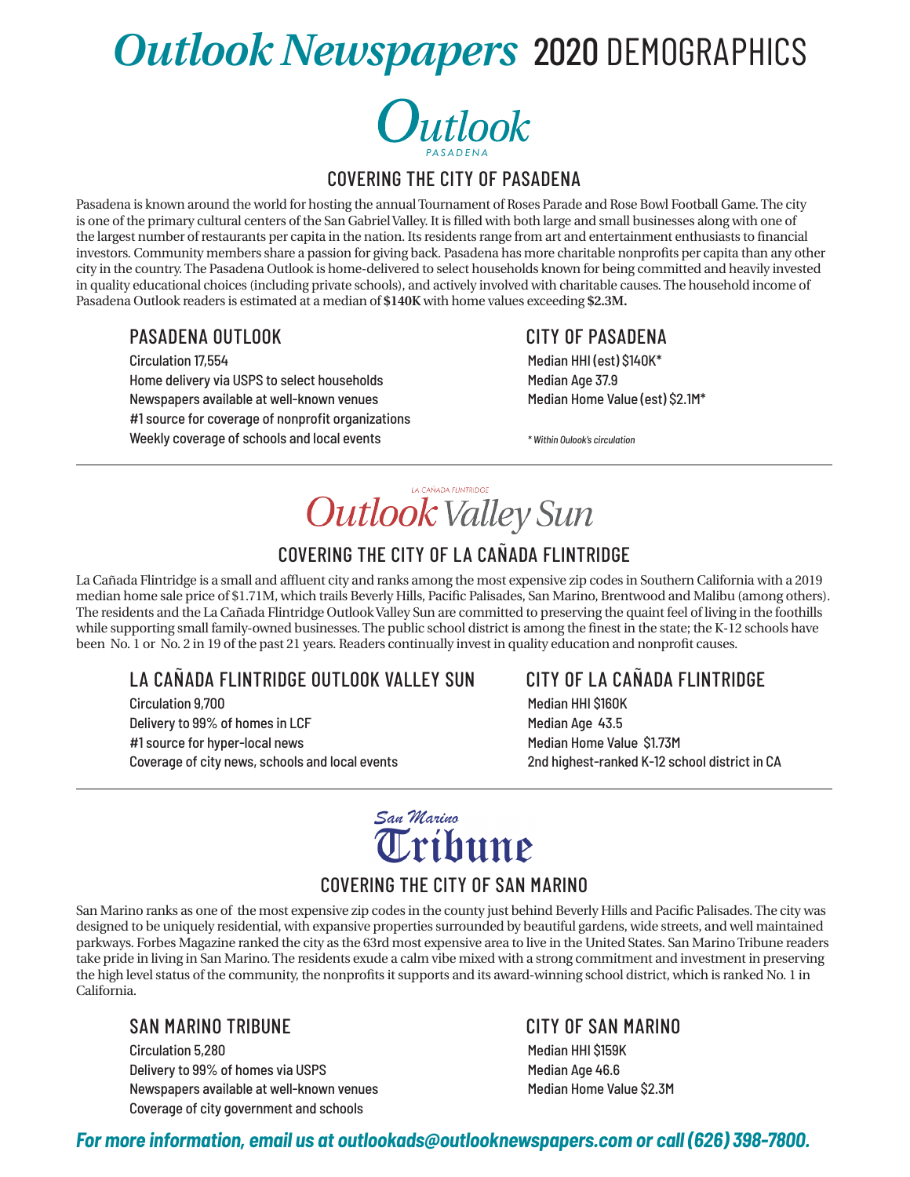# *Outlook Newspapers* 2020 DEMOGRAPHICS

## Outlook PASADENA

### COVERING THE CITY OF PASADENA

Pasadena is known around the world for hosting the annual Tournament of Roses Parade and Rose Bowl Football Game. The city is one of the primary cultural centers of the San Gabriel Valley. It is filled with both large and small businesses along with one of the largest number of restaurants per capita in the nation. Its residents range from art and entertainment enthusiasts to financial investors. Community members share a passion for giving back. Pasadena has more charitable nonprofits per capita than any other city in the country. The Pasadena Outlook is home-delivered to select households known for being committed and heavily invested in quality educational choices (including private schools), and actively involved with charitable causes. The household income of Pasadena Outlook readers is estimated at a median of **$140K** with home values exceeding **$2.3M.**

#### PASADENA OUTLOOK

Circulation 17,554
Home delivery via USPS to select households
Newspapers available at well-known venues
#1 source for coverage of nonprofit organizations
Weekly coverage of schools and local events

#### CITY OF PASADENA

Median HHI (est) $140K*
Median Age 37.9
Median Home Value (est) $2.1M*

*\* Within Oulook's circulation*

---

## LA CAÑADA FLINTRIDGE Outlook Valley Sun

### COVERING THE CITY OF LA CAÑADA FLINTRIDGE

La Cañada Flintridge is a small and affluent city and ranks among the most expensive zip codes in Southern California with a 2019 median home sale price of $1.71M, which trails Beverly Hills, Pacific Palisades, San Marino, Brentwood and Malibu (among others). The residents and the La Cañada Flintridge Outlook Valley Sun are committed to preserving the quaint feel of living in the foothills while supporting small family-owned businesses. The public school district is among the finest in the state; the K-12 schools have been No. 1 or No. 2 in 19 of the past 21 years. Readers continually invest in quality education and nonprofit causes.

#### LA CAÑADA FLINTRIDGE OUTLOOK VALLEY SUN

Circulation 9,700
Delivery to 99% of homes in LCF
#1 source for hyper-local news
Coverage of city news, schools and local events

#### CITY OF LA CAÑADA FLINTRIDGE

Median HHI $160K
Median Age 43.5
Median Home Value $1.73M
2nd highest-ranked K-12 school district in CA

---

## San Marino Tribune

### COVERING THE CITY OF SAN MARINO

San Marino ranks as one of the most expensive zip codes in the county just behind Beverly Hills and Pacific Palisades. The city was designed to be uniquely residential, with expansive properties surrounded by beautiful gardens, wide streets, and well maintained parkways. Forbes Magazine ranked the city as the 63rd most expensive area to live in the United States. San Marino Tribune readers take pride in living in San Marino. The residents exude a calm vibe mixed with a strong commitment and investment in preserving the high level status of the community, the nonprofits it supports and its award-winning school district, which is ranked No. 1 in California.

#### SAN MARINO TRIBUNE

Circulation 5,280
Delivery to 99% of homes via USPS
Newspapers available at well-known venues
Coverage of city government and schools

#### CITY OF SAN MARINO

Median HHI $159K
Median Age 46.6
Median Home Value $2.3M

***For more information, email us at outlookads@outlooknewspapers.com or call (626) 398-7800.***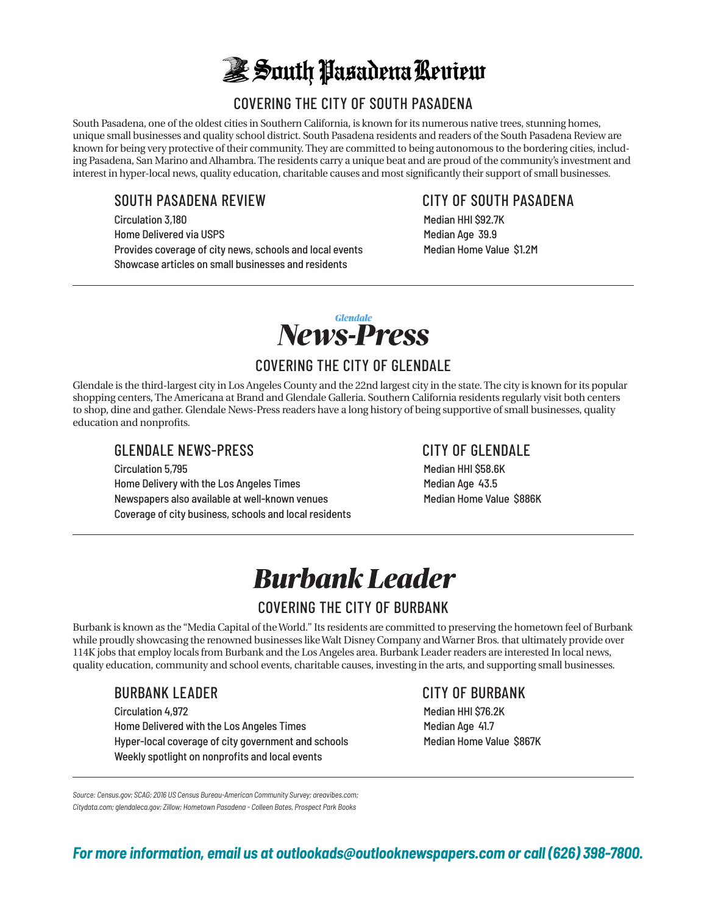# South Pasadena Review

## COVERING THE CITY OF SOUTH PASADENA

South Pasadena, one of the oldest cities in Southern California, is known for its numerous native trees, stunning homes, unique small businesses and quality school district. South Pasadena residents and readers of the South Pasadena Review are known for being very protective of their community. They are committed to being autonomous to the bordering cities, including Pasadena, San Marino and Alhambra. The residents carry a unique beat and are proud of the community's investment and interest in hyper-local news, quality education, charitable causes and most significantly their support of small businesses.

### SOUTH PASADENA REVIEW

Circulation 3,180
Home Delivered via USPS
Provides coverage of city news, schools and local events
Showcase articles on small businesses and residents

### CITY OF SOUTH PASADENA

Median HHI $92.7K
Median Age 39.9
Median Home Value $1.2M

---

# *Glendale* *News-Press*

## COVERING THE CITY OF GLENDALE

Glendale is the third-largest city in Los Angeles County and the 22nd largest city in the state. The city is known for its popular shopping centers, The Americana at Brand and Glendale Galleria. Southern California residents regularly visit both centers to shop, dine and gather. Glendale News-Press readers have a long history of being supportive of small businesses, quality education and nonprofits.

### GLENDALE NEWS-PRESS

Circulation 5,795
Home Delivery with the Los Angeles Times
Newspapers also available at well-known venues
Coverage of city business, schools and local residents

### CITY OF GLENDALE

Median HHI $58.6K
Median Age 43.5
Median Home Value $886K

---

# *Burbank Leader*

## COVERING THE CITY OF BURBANK

Burbank is known as the "Media Capital of the World." Its residents are committed to preserving the hometown feel of Burbank while proudly showcasing the renowned businesses like Walt Disney Company and Warner Bros. that ultimately provide over 114K jobs that employ locals from Burbank and the Los Angeles area. Burbank Leader readers are interested In local news, quality education, community and school events, charitable causes, investing in the arts, and supporting small businesses.

### BURBANK LEADER

Circulation 4,972
Home Delivered with the Los Angeles Times
Hyper-local coverage of city government and schools
Weekly spotlight on nonprofits and local events

### CITY OF BURBANK

Median HHI $76.2K
Median Age 41.7
Median Home Value $867K

---

*Source: Census.gov; SCAG; 2016 US Census Bureau-American Community Survey; areavibes.com; Citydata.com; glendaleca.gov; Zillow; Hometown Pasadena - Colleen Bates, Prospect Park Books*

***For more information, email us at outlookads@outlooknewspapers.com or call (626) 398-7800.***